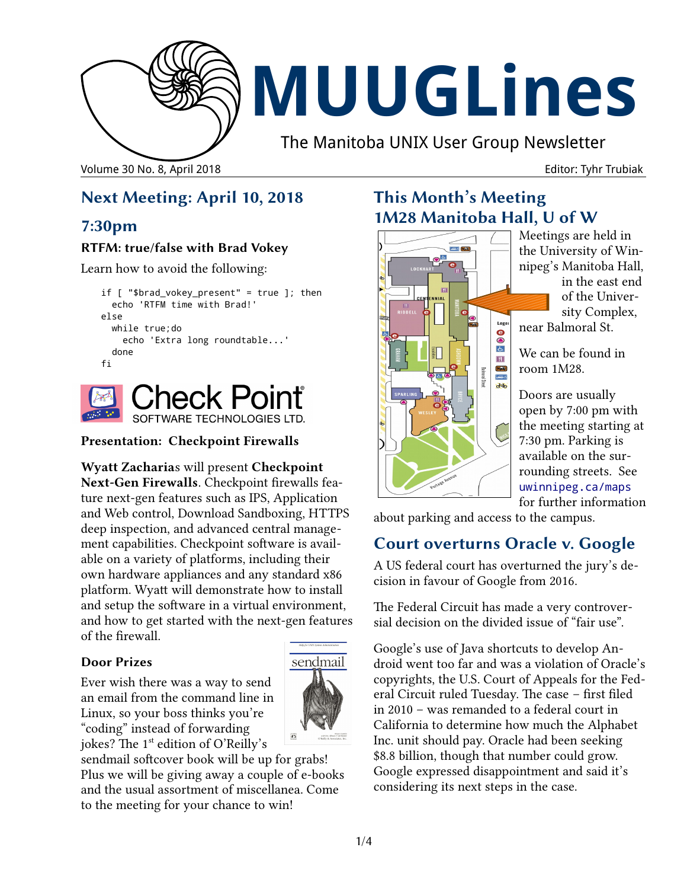# MUUGLines

The Manitoba UNIX User Group Newsletter

Volume 30 No. 8, April 2018 Editor: Tyhr Trubiak

## Next Meeting: April 10, 2018

## 7:30pm

### RTFM: true/false with Brad Vokey

Learn how to avoid the following:

```
if [ "$brad_vokey_present" = true ]; then
  echo 'RTFM time with Brad!'
else
  while true;do
    echo 'Extra long roundtable...'
  done
fi
```

Check Point SOFTWARE TECHNOLOGIES LTD.

### Presentation: Checkpoint Firewalls

**Wyatt Zacharias** will present **Checkpoint Next-Gen Firewalls**. Checkpoint firewalls feature next-gen features such as IPS, Application and Web control, Download Sandboxing, HTTPS deep inspection, and advanced central management capabilities. Checkpoint software is available on a variety of platforms, including their own hardware appliances and any standard x86 platform. Wyatt will demonstrate how to install and setup the software in a virtual environment, and how to get started with the next-gen features of the firewall.

### Door Prizes

Ever wish there was a way to send an email from the command line in Linux, so your boss thinks you're "coding" instead of forwarding jokes? The 1st edition of O'Reilly's sendmail softcover book will be up for grabs! Plus we will be giving away a couple of e-books and the usual assortment of miscellanea. Come to the meeting for your chance to win!

## This Month's Meeting 1M28 Manitoba Hall, U of W

Meetings are held in the University of Winnipeg's Manitoba Hall, in the east end of the University Complex, near Balmoral St.

We can be found in room 1M28.

Doors are usually open by 7:00 pm with the meeting starting at 7:30 pm. Parking is available on the surrounding streets. See uwinnipeg.ca/maps for further information about parking and access to the campus.

## Court overturns Oracle v. Google

A US federal court has overturned the jury's decision in favour of Google from 2016.

The Federal Circuit has made a very controversial decision on the divided issue of "fair use".

Google's use of Java shortcuts to develop Android went too far and was a violation of Oracle's copyrights, the U.S. Court of Appeals for the Federal Circuit ruled Tuesday. The case – first filed in 2010 – was remanded to a federal court in California to determine how much the Alphabet Inc. unit should pay. Oracle had been seeking $8.8 billion, though that number could grow. Google expressed disappointment and said it's considering its next steps in the case.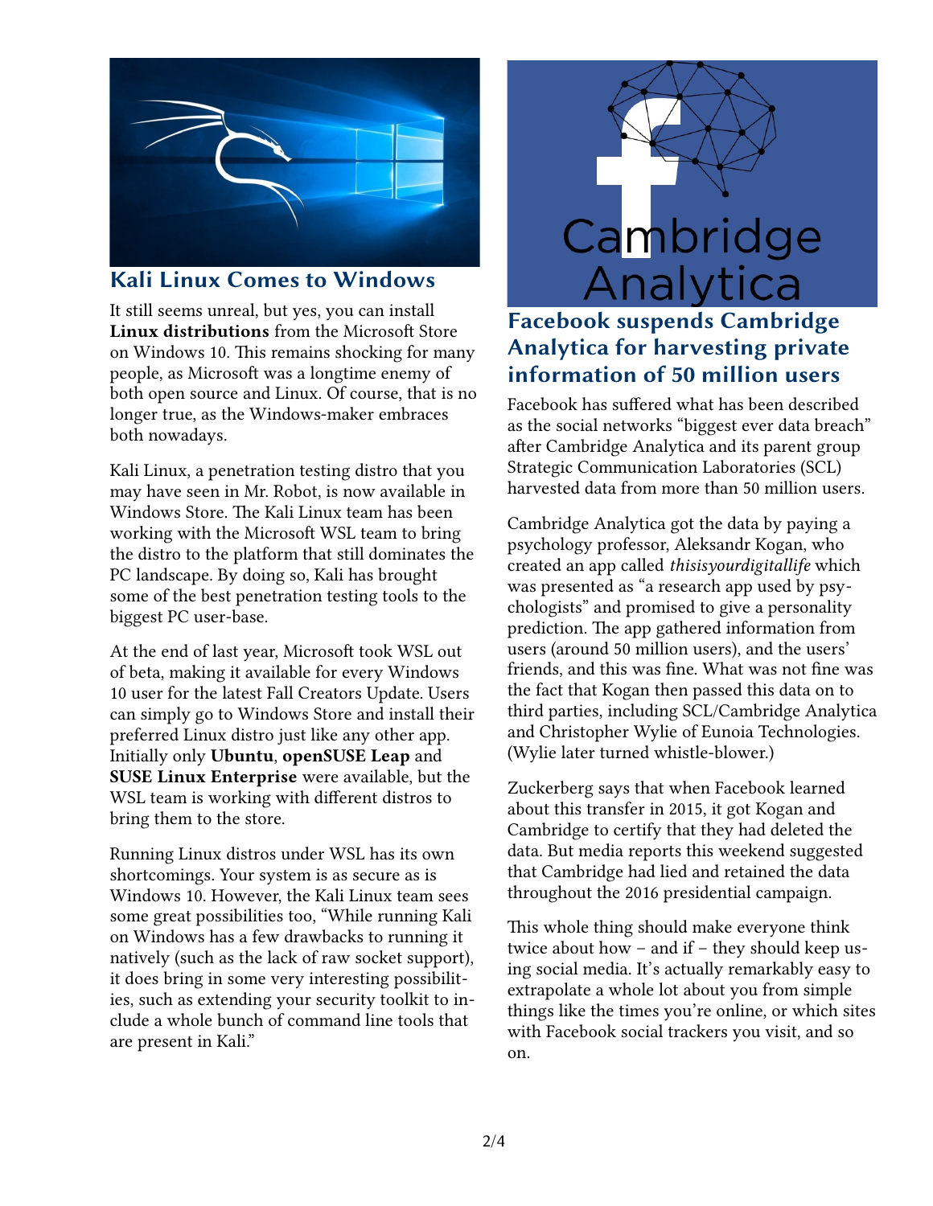## Kali Linux Comes to Windows

It still seems unreal, but yes, you can install **Linux distributions** from the Microsoft Store on Windows 10. This remains shocking for many people, as Microsoft was a longtime enemy of both open source and Linux. Of course, that is no longer true, as the Windows-maker embraces both nowadays.

Kali Linux, a penetration testing distro that you may have seen in Mr. Robot, is now available in Windows Store. The Kali Linux team has been working with the Microsoft WSL team to bring the distro to the platform that still dominates the PC landscape. By doing so, Kali has brought some of the best penetration testing tools to the biggest PC user-base.

At the end of last year, Microsoft took WSL out of beta, making it available for every Windows 10 user for the latest Fall Creators Update. Users can simply go to Windows Store and install their preferred Linux distro just like any other app. Initially only **Ubuntu**, **openSUSE Leap** and **SUSE Linux Enterprise** were available, but the WSL team is working with different distros to bring them to the store.

Running Linux distros under WSL has its own shortcomings. Your system is as secure as is Windows 10. However, the Kali Linux team sees some great possibilities too, "While running Kali on Windows has a few drawbacks to running it natively (such as the lack of raw socket support), it does bring in some very interesting possibilities, such as extending your security toolkit to include a whole bunch of command line tools that are present in Kali."

## Facebook suspends Cambridge Analytica for harvesting private information of 50 million users

Facebook has suffered what has been described as the social networks "biggest ever data breach" after Cambridge Analytica and its parent group Strategic Communication Laboratories (SCL) harvested data from more than 50 million users.

Cambridge Analytica got the data by paying a psychology professor, Aleksandr Kogan, who created an app called *thisisyourdigitallife* which was presented as "a research app used by psychologists" and promised to give a personality prediction. The app gathered information from users (around 50 million users), and the users' friends, and this was fine. What was not fine was the fact that Kogan then passed this data on to third parties, including SCL/Cambridge Analytica and Christopher Wylie of Eunoia Technologies. (Wylie later turned whistle-blower.)

Zuckerberg says that when Facebook learned about this transfer in 2015, it got Kogan and Cambridge to certify that they had deleted the data. But media reports this weekend suggested that Cambridge had lied and retained the data throughout the 2016 presidential campaign.

This whole thing should make everyone think twice about how – and if – they should keep using social media. It's actually remarkably easy to extrapolate a whole lot about you from simple things like the times you're online, or which sites with Facebook social trackers you visit, and so on.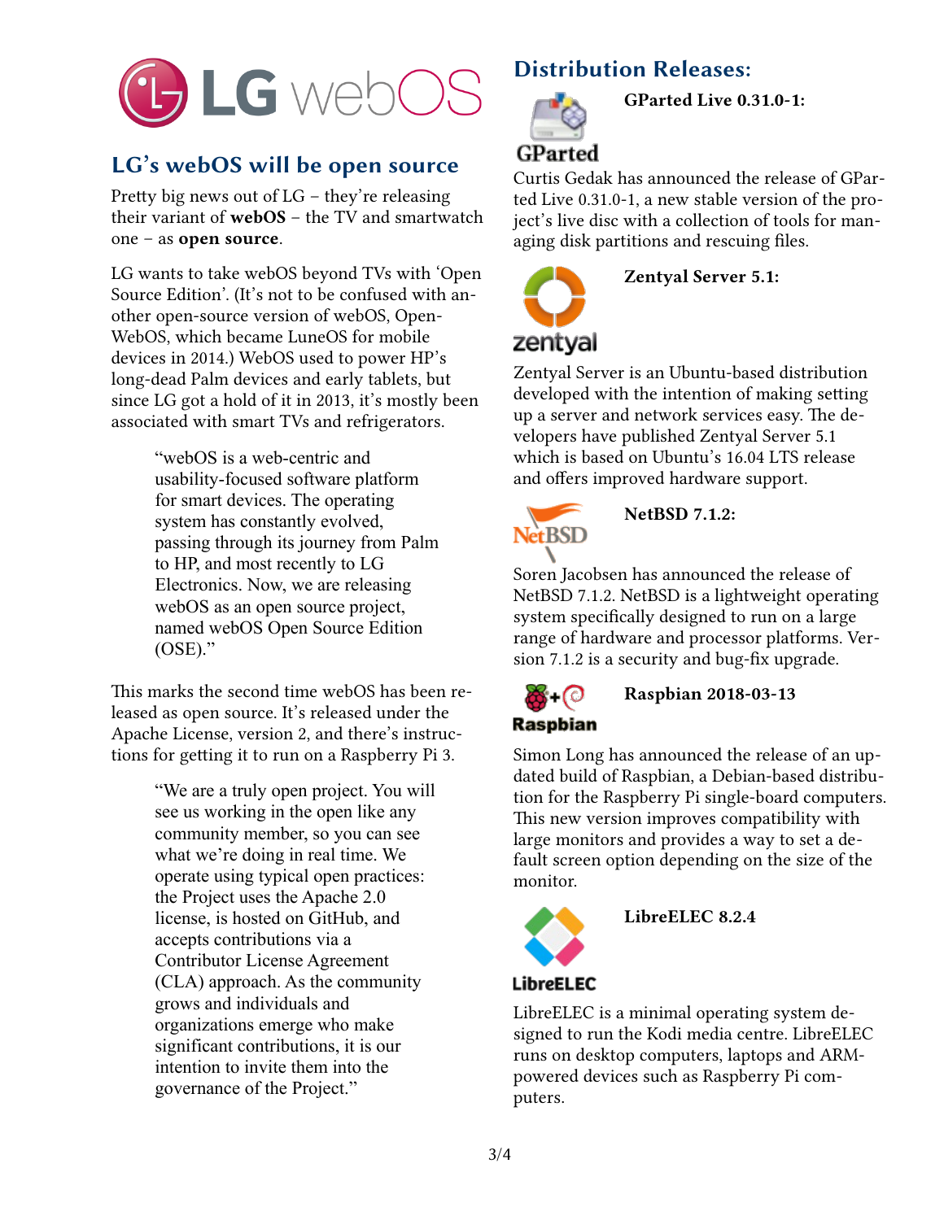## LG's webOS will be open source

Pretty big news out of LG – they're releasing their variant of **webOS** – the TV and smartwatch one – as **open source**.

LG wants to take webOS beyond TVs with 'Open Source Edition'. (It's not to be confused with another open-source version of webOS, Open-WebOS, which became LuneOS for mobile devices in 2014.) WebOS used to power HP's long-dead Palm devices and early tablets, but since LG got a hold of it in 2013, it's mostly been associated with smart TVs and refrigerators.

> "webOS is a web-centric and usability-focused software platform for smart devices. The operating system has constantly evolved, passing through its journey from Palm to HP, and most recently to LG Electronics. Now, we are releasing webOS as an open source project, named webOS Open Source Edition (OSE)."

This marks the second time webOS has been released as open source. It's released under the Apache License, version 2, and there's instructions for getting it to run on a Raspberry Pi 3.

> "We are a truly open project. You will see us working in the open like any community member, so you can see what we're doing in real time. We operate using typical open practices: the Project uses the Apache 2.0 license, is hosted on GitHub, and accepts contributions via a Contributor License Agreement (CLA) approach. As the community grows and individuals and organizations emerge who make significant contributions, it is our intention to invite them into the governance of the Project."

## Distribution Releases:

**GParted Live 0.31.0-1:**

Curtis Gedak has announced the release of GParted Live 0.31.0-1, a new stable version of the project's live disc with a collection of tools for managing disk partitions and rescuing files.

**Zentyal Server 5.1:**

Zentyal Server is an Ubuntu-based distribution developed with the intention of making setting up a server and network services easy. The developers have published Zentyal Server 5.1 which is based on Ubuntu's 16.04 LTS release and offers improved hardware support.

**NetBSD 7.1.2:**

Soren Jacobsen has announced the release of NetBSD 7.1.2. NetBSD is a lightweight operating system specifically designed to run on a large range of hardware and processor platforms. Version 7.1.2 is a security and bug-fix upgrade.

**Raspbian 2018-03-13**

Simon Long has announced the release of an updated build of Raspbian, a Debian-based distribution for the Raspberry Pi single-board computers. This new version improves compatibility with large monitors and provides a way to set a default screen option depending on the size of the monitor.

**LibreELEC 8.2.4**

LibreELEC is a minimal operating system designed to run the Kodi media centre. LibreELEC runs on desktop computers, laptops and ARM-powered devices such as Raspberry Pi computers.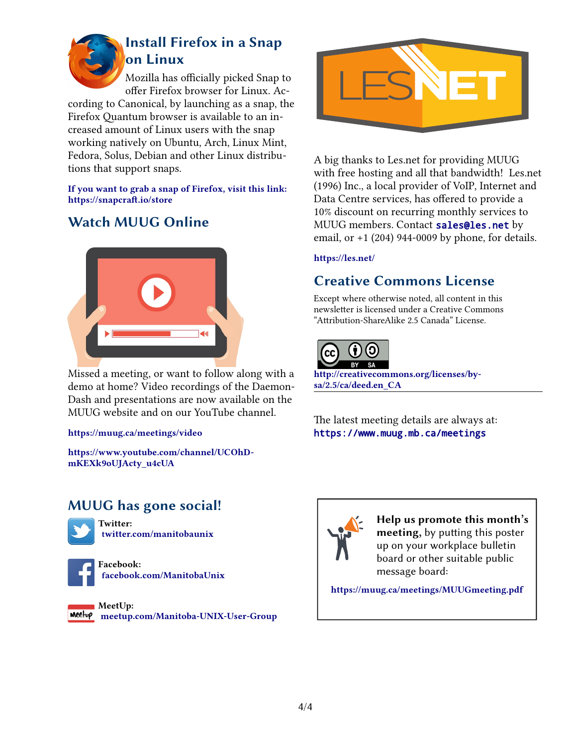## Install Firefox in a Snap on Linux

Mozilla has officially picked Snap to offer Firefox browser for Linux. According to Canonical, by launching as a snap, the Firefox Quantum browser is available to an increased amount of Linux users with the snap working natively on Ubuntu, Arch, Linux Mint, Fedora, Solus, Debian and other Linux distributions that support snaps.

**If you want to grab a snap of Firefox, visit this link: https://snapcraft.io/store**

## Watch MUUG Online

Missed a meeting, or want to follow along with a demo at home? Video recordings of the DaemonDash and presentations are now available on the MUUG website and on our YouTube channel.

**https://muug.ca/meetings/video**

**https://www.youtube.com/channel/UCOhD-mKEXk9oUJActy_u4cUA**

## MUUG has gone social!

**Twitter:** **twitter.com/manitobaunix**

**Facebook:** **facebook.com/ManitobaUnix**

**MeetUp:** **meetup.com/Manitoba-UNIX-User-Group**

A big thanks to Les.net for providing MUUG with free hosting and all that bandwidth! Les.net (1996) Inc., a local provider of VoIP, Internet and Data Centre services, has offered to provide a 10% discount on recurring monthly services to MUUG members. Contact `sales@les.net` by email, or +1 (204) 944-0009 by phone, for details.

**https://les.net/**

## Creative Commons License

Except where otherwise noted, all content in this newsletter is licensed under a Creative Commons "Attribution-ShareAlike 2.5 Canada" License.

**http://creativecommons.org/licenses/by-sa/2.5/ca/deed.en_CA**

The latest meeting details are always at: `https://www.muug.mb.ca/meetings`

**Help us promote this month's meeting,** by putting this poster up on your workplace bulletin board or other suitable public message board:

**https://muug.ca/meetings/MUUGmeeting.pdf**